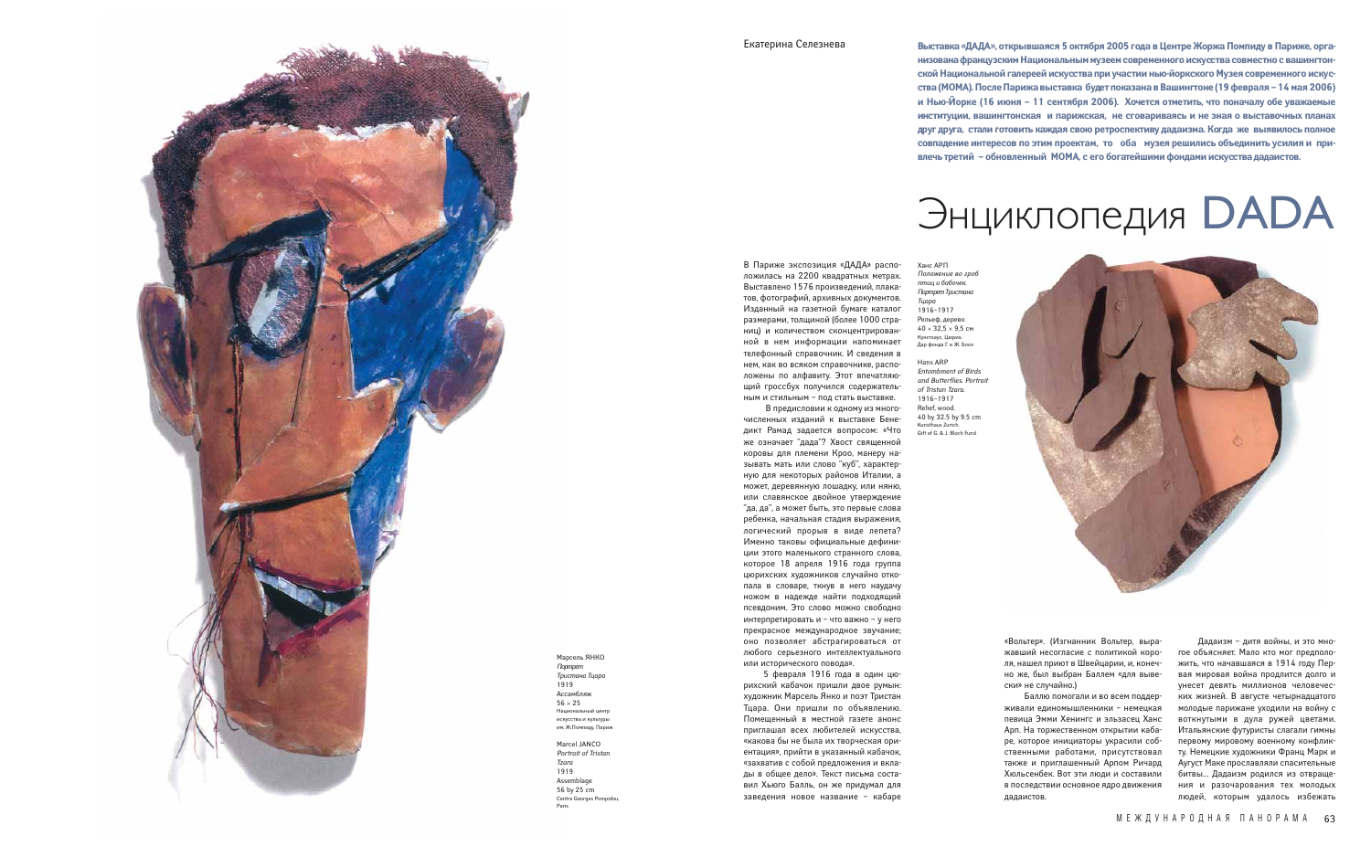Екатерина Селезнева

**Выставка «ДАДА», открывшаяся 5 октября 2005 года в Центре Жоржа Помпиду в Париже, организована французским Национальным музеем современного искусства совместно с вашингтонской Национальной галереей искусства при участии нью-йоркского Музея современного искусства (МОМА). После Парижа выставка будет показана в Вашингтоне (19 февраля – 14 мая 2006) и Нью-Йорке (16 июня – 11 сентября 2006). Хочется отметить, что поначалу обе уважаемые институции, вашингтонская и парижская, не сговариваясь и не зная о выставочных планах друг друга, стали готовить каждая свою ретроспективу дадаизма. Когда же выявилось полное совпадение интересов по этим проектам, то оба музея решились объединить усилия и привлечь третий – обновленный МОМА, с его богатейшими фондами искусства дадаистов.**

# Энциклопедия DADA

Марсель ЯНКО
*Портрет Тристана Тцара*
1919
Ассамбляж
56 × 25
Национальный центр искусства и культуры им. Ж.Помпиду, Париж

Marcel JANCO
*Portrait of Tristan Tzara*
1919
Assemblage
56 by 25 cm
Centre Georges Pompidou, Paris

В Париже экспозиция «ДАДА» расположилась на 2200 квадратных метрах. Выставлено 1576 произведений, плакатов, фотографий, архивных документов. Изданный на газетной бумаге каталог размерами, толщиной (более 1000 страниц) и количеством сконцентрированной в нем информации напоминает телефонный справочник. И сведения в нем, как во всяком справочнике, расположены по алфавиту. Этот впечатляющий гроссбух получился содержательным и стильным – под стать выставке.

В предисловии к одному из многочисленных изданий к выставке Бенедикт Рамад задается вопросом: «Что же означает "дада"? Хвост священной коровы для племени Кроо, манеру называть мать или слово "куб", характерную для некоторых районов Италии, а может, деревянную лошадку, или няню, или славянское двойное утверждение "да, да", а может быть, это первые слова ребенка, начальная стадия выражения, логический прорыв в виде лепета? Именно таковы официальные дефиниции этого маленького странного слова, которое 18 апреля 1916 года группа цюрихских художников случайно откопала в словаре, ткнув в него наудачу ножом в надежде найти подходящий псевдоним. Это слово можно свободно интерпретировать и – что важно – у него прекрасное международное звучание; оно позволяет абстрагироваться от любого серьезного интеллектуального или исторического повода».

5 февраля 1916 года в один цюрихский кабачок пришли двое румын: художник Марсель Янко и поэт Тристан Тцара. Они пришли по объявлению. Помещенный в местной газете анонс приглашал всех любителей искусства, «какова бы не была их творческая ориентация», прийти в указанный кабачок, «захватив с собой предложения и вклады в общее дело». Текст письма составил Хьюго Балль, он же придумал для заведения новое название – кабаре «Вольтер». (Изгнанник Вольтер, выражавший несогласие с политикой короля, нашел приют в Швейцарии, и, конечно же, был выбран Баллем «для вывески» не случайно.)

Ханс АРП
*Положение во гроб птиц и бабочек. Портрет Тристана Тцара*
1916–1917
Рельеф, дерево
40 × 32,5 × 9,5 см
Кунстхаус, Цюрих.
Дар фонда Г. и Ж. Блох

Hans ARP
*Entombment of Birds and Butterflies. Portrait of Tristan Tzara.*
1916–1917
Relief, wood.
40 by 32.5 by 9.5 cm
Kunsthaus Zurich.
Gift of G. & J. Bloch Fund

Баллю помогали и во всем поддерживали единомышленники – немецкая певица Эмми Хенингс и эльзасец Ханс Арп. На торжественном открытии кабаре, которое инициаторы украсили собственными работами, присутствовал также и приглашенный Арпом Ричард Хюльсенбек. Вот эти люди и составили в последствии основное ядро движения дадаистов.

Дадаизм – дитя войны, и это многое объясняет. Мало кто мог предположить, что начавшаяся в 1914 году Первая мировая война продлится долго и унесет девять миллионов человеческих жизней. В августе четырнадцатого молодые парижане уходили на войну с воткнутыми в дула ружей цветами. Итальянские футуристы слагали гимны первому мировому военному конфликту. Немецкие художники Франц Марк и Аугуст Маке прославляли спасительные битвы… Дадаизм родился из отвращения и разочарования тех молодых людей, которым удалось избежать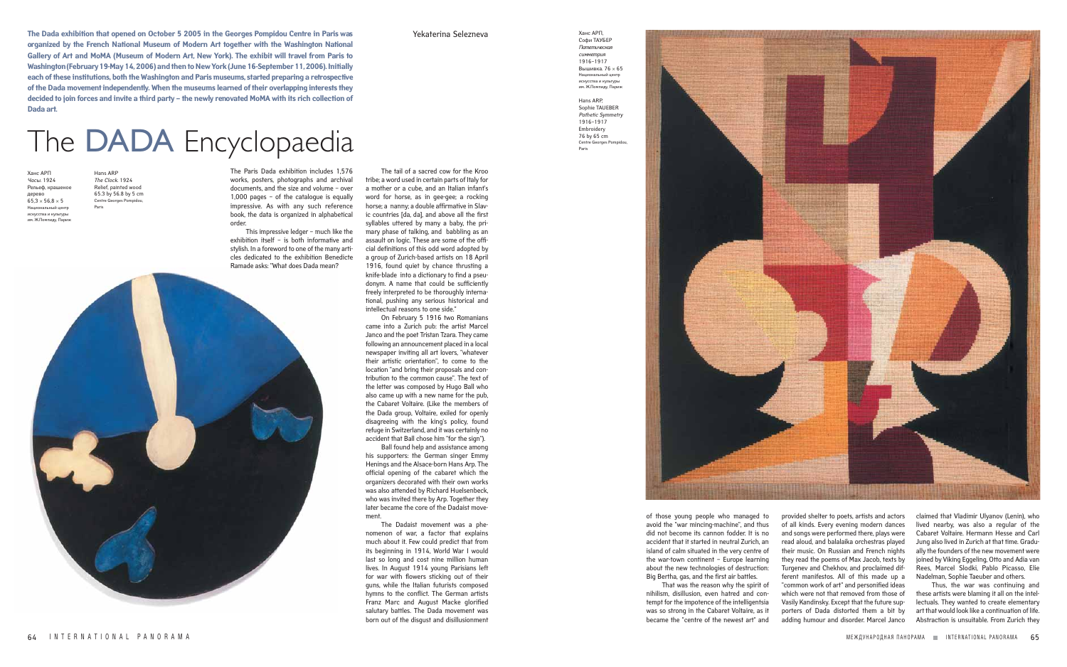**The Dada exhibition that opened on October 5 2005 in the Georges Pompidou Centre in Paris was organized by the French National Museum of Modern Art together with the Washington National Gallery of Art and MoMA (Museum of Modern Art, New York). The exhibit will travel from Paris to Washington (February 19-May 14, 2006) and then to New York (June 16-September 11, 2006). Initially each of these institutions, both the Washington and Paris museums, started preparing a retrospective of the Dada movement independently. When the museums learned of their overlapping interests they decided to join forces and invite a third party – the newly renovated MoMA with its rich collection of Dada art.**

Yekaterina Selezneva

# The DADA Encyclopaedia

Ханс АРП
*Часы.* 1924
Рельеф, крашеное дерево
65,3 × 56,8 × 5
Национальный центр искусства и культуры им. Ж.Помпиду, Париж

Hans ARP
*The Clock.* 1924
Relief, painted wood
65.3 by 56.8 by 5 cm
Centre Georges Pompidou, Paris

Ханс АРП, Софи ТАУБЕР
*Патетическая симметрия*
1916–1917
Вышивка. 76 × 65
Национальный центр искусства и культуры им. Ж.Помпиду, Париж

Hans ARP, Sophie TAUEBER
*Pathetic Symmetry*
1916–1917
Embroidery
76 by 65 cm
Centre Georges Pompidou, Paris

The Paris Dada exhibition includes 1,576 works, posters, photographs and archival documents, and the size and volume – over 1,000 pages – of the catalogue is equally impressive. As with any such reference book, the data is organized in alphabetical order.

This impressive ledger – much like the exhibition itself – is both informative and stylish. In a foreword to one of the many articles dedicated to the exhibition Benedicte Ramade asks: "What does Dada mean?

The tail of a sacred cow for the Kroo tribe; a word used in certain parts of Italy for a mother or a cube, and an Italian infant's word for horse, as in gee-gee; a rocking horse; a nanny; a double affirmative in Slavic countries [da, da], and above all the first syllables uttered by many a baby, the primary phase of talking, and babbling as an assault on logic. These are some of the official definitions of this odd word adopted by a group of Zurich-based artists on 18 April 1916, found quiet by chance thrusting a knife-blade into a dictionary to find a pseudonym. A name that could be sufficiently freely interpreted to be thoroughly international, pushing any serious historical and intellectual reasons to one side."

On February 5 1916 two Romanians came into a Zurich pub: the artist Marcel Janco and the poet Tristan Tzara. They came following an announcement placed in a local newspaper inviting all art lovers, "whatever their artistic orientation", to come to the location "and bring their proposals and contribution to the common cause". The text of the letter was composed by Hugo Ball who also came up with a new name for the pub, the Cabaret Voltaire. (Like the members of the Dada group, Voltaire, exiled for openly disagreeing with the king's policy, found refuge in Switzerland, and it was certainly no accident that Ball chose him "for the sign").

Ball found help and assistance among his supporters: the German singer Emmy Henings and the Alsace-born Hans Arp. The official opening of the cabaret which the organizers decorated with their own works was also attended by Richard Huelsenbeck, who was invited there by Arp. Together they later became the core of the Dadaist movement.

The Dadaist movement was a phenomenon of war, a factor that explains much about it. Few could predict that from its beginning in 1914, World War I would last so long and cost nine million human lives. In August 1914 young Parisians left for war with flowers sticking out of their guns, while the Italian futurists composed hymns to the conflict. The German artists Franz Marc and August Macke glorified salutary battles. The Dada movement was born out of the disgust and disillusionment of those young people who managed to avoid the "war mincing-machine", and thus did not become its cannon fodder. It is no accident that it started in neutral Zurich, an island of calm situated in the very centre of the war-torn continent – Europe learning about the new technologies of destruction: Big Bertha, gas, and the first air battles.

That was the reason why the spirit of nihilism, disillusion, even hatred and contempt for the impotence of the intelligentsia was so strong in the Cabaret Voltaire, as it became the "centre of the newest art" and provided shelter to poets, artists and actors of all kinds. Every evening modern dances and songs were performed there, plays were read aloud, and balalaika orchestras played their music. On Russian and French nights they read the poems of Max Jacob, texts by Turgenev and Chekhov, and proclaimed different manifestos. All of this made up a "common work of art" and personified ideas which were not that removed from those of Vasily Kandinsky. Except that the future supporters of Dada distorted them a bit by adding humour and disorder. Marcel Janco claimed that Vladimir Ulyanov (Lenin), who lived nearby, was also a regular of the Cabaret Voltaire. Hermann Hesse and Carl Jung also lived in Zurich at that time. Gradually the founders of the new movement were joined by Viking Eggeling, Otto and Adia van Rees, Marcel Slodki, Pablo Picasso, Elie Nadelman, Sophie Taeuber and others.

Thus, the war was continuing and these artists were blaming it all on the intellectuals. They wanted to create elementary art that would look like a continuation of life. Abstraction is unsuitable. From Zurich they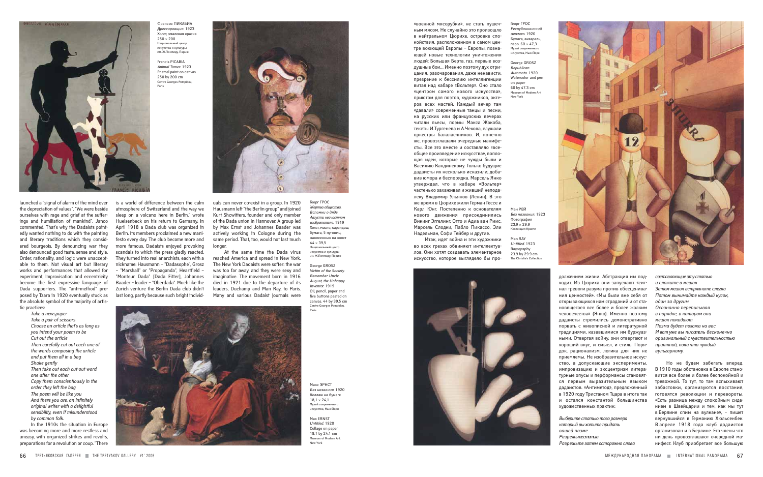Франсис ПИКАБИА
*Дрессировщик.* 1923
Холст, эмалевая краска
250 × 200
Национальный центр искусства и культуры им. Ж.Помпиду, Париж

Francis PICABIA
*Animal Tamer.* 1923
Enamel paint on canvas
250 by 200 cm
Centre Georges Pompidou, Paris

launched a "signal of alarm of the mind over the depreciation of values". "We were beside ourselves with rage and grief at the sufferings and humiliation of mankind", Janco commented. That's why the Dadaists pointedly wanted nothing to do with the painting and literary traditions which they considered bourgeois. By denouncing war they also denounced good taste, sense and style. Order, rationality, and logic were unacceptable to them. Not visual art but literary works and performances that allowed for experiment, improvisation and eccentricity become the first expressive language of Dada supporters. The "anti-method" proposed by Tzara in 1920 eventually stuck as the absolute symbol of the majority of artistic practices:

*Take a newspaper*
*Take a pair of scissors*
*Choose an article that's as long as*
*you intend your poem to be*
*Cut out the article*
*Then carefully cut out each one of*
*the words composing the article*
*and put them all in a bag*
*Shake gently*
*Then take out each cut-out word,*
*one after the other*
*Copy them conscientiously in the*
*order they left the bag*
*The poem will be like you*
*And there you are, an infinitely*
*original writer with a delightful*
*sensibility, even if misunderstood*
*by common folk.*

In the 1910s the situation in Europe was becoming more and more restless and uneasy, with organized strikes and revolts, preparations for a revolution or coup. "There is a world of difference between the calm atmosphere of Switzerland and the way we sleep on a volcano here in Berlin," wrote Huelsenbeck on his return to Germany. In April 1918 a Dada club was organized in Berlin. Its members proclaimed a new manifesto every day. The club became more and more famous. Dadaists enjoyed provoking scandals to which the press gladly reacted. They turned into real anarchists, each with a nickname: Hausmann – "Dadasophe", Grosz – "Marshall" or "Propaganda", Heartfield – "Monteur Dada" [Dada Fitter], Johannes Baader – leader – "Oberdada". Much like the Zurich venture the Berlin Dada club didn't last long, partly because such bright individuals can never co-exist in a group. In 1920 Hausmann left "the Berlin group" and joined Kurt Shcwitters, founder and only member of the Dada union in Hannover. A group led by Max Ernst and Johannes Baader was actively working in Cologne during the same period. That, too, would not last much longer.

At the same time the Dada virus reached America and spread in New York. The New York Dadaists were softer: the war was too far away, and they were sexy and imaginative. The movement born in 1916 died in 1921 due to the departure of its leaders, Duchamp and Man Ray, to Paris. Many and various Dadaist journals were

Георг ГРОС
*Жертва общества. Вспомни о дяде Августе, несчастном изобретателе.* 1919
Холст, масло, карандаш, бумага, 5 пуговиц, наклеенных на холст
44 × 39,5
Национальный центр искусства и культуры им. Ж.Помпиду, Париж

George GROSZ
*Victim of the Society. Remember Uncle August, the Unhappy Inventor.* 1919
Oil, pencil, paper and five buttons pasted on canvas. 44 by 39.5 cm
Centre Georges Pompidou, Paris

Макс ЭРНСТ
*Без названия.* 1920
Коллаж на бумаге
18,1 × 24,1
Музей современного искусства, Нью-Йорк

Max ERNST
*Untitled.* 1920
Collage on paper
18.1 by 24.1 cm
Museum of Modern Art, New York

«военной мясорубки», не стать пушечным мясом. Не случайно это произошло в нейтральном Цюрихе, островке спокойствия, расположенном в самом центре воюющей Европы – Европы, познающей новые технологии уничтожения людей: Большая Берта, газ, первые воздушные бои… Именно поэтому дух отрицания, разочарования, даже ненависти, презрение к бессилию интеллигенции витал над кабаре «Вольтер». Оно стало «центром самого нового искусства», приютом для поэтов, художников, актеров всех мастей. Каждый вечер там «давали» современные танцы и песни, на русских или французских вечерах читали пьесы, поэмы Макса Жакоба, тексты И.Тургенева и А.Чехова, слушали оркестры балалаечников. И, конечно же, провозглашали очередные манифесты. Все это вместе и составляло «всеобщее произведение искусства», воплощая идеи, которые не чужды были и Василию Кандинскому. Только будущие дадаисты их несколько исказили, добавив юмора и беспорядка. Марсель Янко утверждал, что в кабаре «Вольтер» частенько захаживал и живший неподалеку Владимир Ульянов (Ленин). В это же время в Цюрихе жили Герман Гессе и Карл Юнг. Постепенно к основателям нового движения присоединились Викинг Эггелинг, Отто и Адиа ван Риис, Марсель Слодки, Пабло Пикассо, Эли Надельман, Софи Тейбер и другие.

Итак, идет война и эти художники во всех грехах обвиняют интеллектуалов. Они хотят создавать элементарное искусство, которое выглядело бы продолжением жизни. Абстракция им подходит. Из Цюриха они запускают «сигнал тревоги разума против обесценивания ценностей». «Мы были вне себя от открывающихся нам страданий и от становящегося все более и более жалким человечества» (Янко). Именно поэтому дадаисты стремились демонстративно порвать с живописной и литературной традициями, казавшимися им буржуазными. Отвергая войну, они отвергают и хороший вкус, и смысл, и стиль. Порядок, рационализм, логика для них не приемлемы. Не изобразительное искусство, а допускающие эксперименты, импровизацию и эксцентризм литературные опусы и перформансы становятся первым выразительным языком дадаистов. «Антиметод», предложенный в 1920 году Тристаном Тцара в итоге так и остался константой большинства художественных практик:

*Выберите статью того размера*
*который вы хотите придать*
*вашей поэме*
*Разрежьте статью*
*Разрежьте затем осторожно слова*
*составляющие эту статью*
*и сложите в мешок*
*Затем мешок встряхните слегка*
*Потом вынимайте каждый кусок,*
*один за другим*
*Осознанно переписывая*
*в порядке, в котором они*
*мешок покидают*
*Поэма будет похожа на вас*
*И вот уже вы писатель бесконечно*
*оригинальный с чувствительностью*
*приятной, пока что чуждый*
*вульгарному.*

Но не будем забегать вперед. В 1910 годы обстановка в Европе становится все более и более беспокойной и тревожной. То тут, то там вспыхивают забастовки, организуются восстания, готовятся революции и перевороты. «Есть разница между спокойным сидением в Швейцарии и тем, как мы тут в Берлине спим на вулкане», – пишет вернувшийся в Германию Хюльсенбек. В апреле 1918 года клуб дадаистов организован и в Берлине. Его члены что ни день провозглашают очередной манифест. Клуб приобретает все большую

Георг ГРОС
*Республиканский автомат.* 1920
Бумага, акварель, перо. 60 × 47,3
Музей современного искусства, Нью-Йорк

George GROSZ
*Republican Automata.* 1920
Watercolor and pen on paper
60 by 47.3 cm
Museum of Modern Art, New York

Ман РЕЙ
*Без названия.* 1923
Фотография
23,9 × 29,9
Коллекция Кристи

Man RAY
*Untitled.* 1923
Rayography
23.9 by 29.9 cm
The Christie's Collection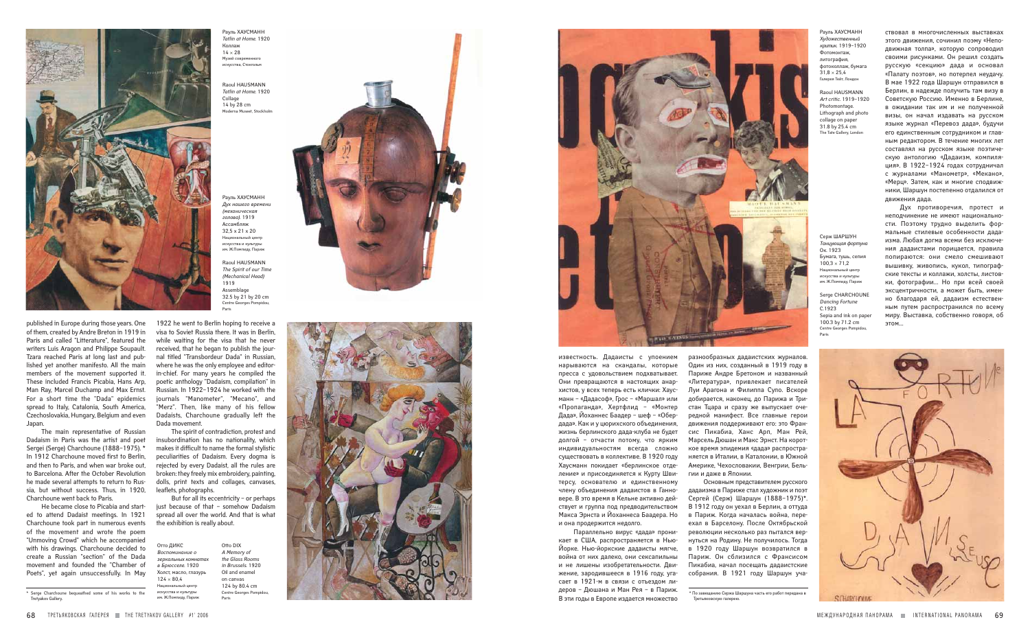Рауль ХАУСМАНН
*Tatlin at Home*. 1920
Коллаж
14 × 28
Музей современного искусства, Стокгольм

Raoul HAUSMANN
*Tatlin at Home*. 1920
Collage
14 by 28 cm
Moderna Museet, Stockholm

Рауль ХАУСМАНН
*Дух нашего времени (механическая голова)*. 1919
Ассамбляж
32,5 × 21 × 20
Национальный центр искусства и культуры им. Ж.Помпиду, Париж

Raoul HAUSMANN
*The Spirit of our Time (Mechanical Head)*
1919
Assemblage
32.5 by 21 by 20 cm
Centre Georges Pompidou, Paris

published in Europe during those years. One of them, created by Andre Breton in 1919 in Paris and called "Litterature", featured the writers Luis Aragon and Philippe Soupault. Tzara reached Paris at long last and published yet another manifesto. All the main members of the movement supported it. These included Francis Picabia, Hans Arp, Man Ray, Marcel Duchamp and Max Ernst. For a short time the "Dada" epidemics spread to Italy, Catalonia, South America, Czechoslovakia, Hungary, Belgium and even Japan.

The main representative of Russian Dadaism in Paris was the artist and poet Sergei (Serge) Charchoune (1888–1975). * In 1912 Charchoune moved first to Berlin, and then to Paris, and when war broke out, to Barcelona. After the October Revolution he made several attempts to return to Russia, but without success. Thus, in 1920, Charchoune went back to Paris.

He became close to Picabia and started to attend Dadaist meetings. In 1921 Charchoune took part in numerous events of the movement and wrote the poem "Unmoving Crowd" which he accompanied with his drawings. Charchoune decided to create a Russian "section" of the Dada movement and founded the "Chamber of Poets", yet again unsuccessfully. In May 1922 he went to Berlin hoping to receive a visa to Soviet Russia there. It was in Berlin, while waiting for the visa that he never received, that he began to publish the journal titled "Transbordeur Dada" in Russian, where he was the only employee and editor-in-chief. For many years he compiled the poetic anthology "Dadaism, compilation" in Russian. In 1922–1924 he worked with the journals "Manometer", "Mecano", and "Merz". Then, like many of his fellow Dadaists, Charchoune gradually left the Dada movement.

The spirit of contradiction, protest and insubordination has no nationality, which makes it difficult to name the formal stylistic peculiarities of Dadaism. Every dogma is rejected by every Dadaist, all the rules are broken: they freely mix embroidery, painting, dolls, print texts and collages, canvases, leaflets, photographs.

But for all its eccentricity – or perhaps just because of that – somehow Dadaism spread all over the world. And that is what the exhibition is really about.

\* Serge Charchoune bequeathed some of his works to the Tretyakov Gallery.

Отто ДИКС
*Воспоминание о зеркальных комнатах в Брюсселе*. 1920
Холст, масло, глазурь
124 × 80,4
Национальный центр искусства и культуры им. Ж.Помпиду, Париж

Otto DIX
*A Memory of the Glass Rooms in Brussels*. 1920
Oil and enamel on canvas
124 by 80.4 cm
Centre Georges Pompidou, Paris

известность. Дадаисты с упоением нарываются на скандалы, которые пресса с удовольствием подхватывает. Они превращаются в настоящих анархистов, у всех теперь есть клички: Хаусманн – «Дадасоф», Грос – «Маршал» или «Пропаганда», Хертфлид – «Монтер Дада», Йоханнес Баадер – шеф – «Обердада». Как и у цюрихского объединения, жизнь берлинского дада-клуба не будет долгой – отчасти потому, что ярким индивидуальностям всегда сложно существовать в коллективе. В 1920 году Хаусманн покидает «берлинское отделение» и присоединяется к Курту Швитерсу, основателю и единственному члену объединения дадаистов в Ганновере. В это время в Кельне активно действует и группа под предводительством Макса Эрнста и Йоханнеса Баадера. Но и она продержится недолго.

Параллельно вирус «дада» проникает в США, распространяется в Нью-Йорке. Нью-йоркские дадаисты мягче, война от них далеко, они сексапильны и не лишены изобретательности. Движение, зародившееся в 1916 году, угасает в 1921-м в связи с отъездом лидеров – Дюшана и Ман Рея – в Париж. В эти годы в Европе издается множество разнообразных дадаистских журналов. Один из них, созданный в 1919 году в Париже Андре Бретоном и названный «Литература», привлекает писателей Луи Арагона и Филиппа Супо. Вскоре добирается, наконец, до Парижа и Тристан Тцара и сразу же выпускает очередной манифест. Все главные герои движения поддерживают его: это Франсис Пикабиа, Ханс Арп, Ман Рей, Марсель Дюшан и Макс Эрнст. На короткое время эпидемия «дада» распространяется в Италии, в Каталонии, в Южной Америке, Чехословакии, Венгрии, Бельгии и даже в Японии.

Основным представителем русского дадаизма в Париже стал художник и поэт Сергей (Серж) Шаршун (1888–1975)*. В 1912 году он уехал в Берлин, а оттуда в Париж. Когда началась война, переехал в Барселону. После Октябрьской революции несколько раз пытался вернуться на Родину. Не получилось. Тогда в 1920 году Шаршун возвратился в Париж. Он сблизился с Франсисом Пикабиа, начал посещать дадаистские собрания. В 1921 году Шаршун участвовал в многочисленных выставках этого движения, сочинил поэму «Неподвижная толпа», которую сопроводил своими рисунками. Он решил создать русскую «секцию» дада и основал «Палату поэтов», но потерпел неудачу. В мае 1922 года Шаршун отправился в Берлин, в надежде получить там визу в Советскую Россию. Именно в Берлине, в ожидании так им и не полученной визы, он начал издавать на русском языке журнал «Перевоз дада», будучи его единственным сотрудником и главным редактором. В течение многих лет составлял на русском языке поэтическую антологию «Дадаизм, компиляция». В 1922–1924 годах сотрудничал с журналами «Манометр», «Механо», «Мерц». Затем, как и многие сподвижники, Шаршун постепенно отдалился от движения дада.

Дух противоречия, протест и неподчинение не имеют национальности. Поэтому трудно выделить формальные стилевые особенности дадаизма. Любая догма всеми без исключения дадаистами порицается, правила попираются: они смело смешивают вышивку, живопись, кукол, типографские тексты и коллажи, холсты, листовки, фотографии... Но при всей своей эксцентричности, а может быть, именно благодаря ей, дадаизм естественным путем распространился по всему миру. Выставка, собственно говоря, об этом...

\* По завещанию Сержа Шаршуна часть его работ передана в Третьяковскую галерею.

Рауль ХАУСМАНН
*Художественный критик*. 1919–1920
Фотомонтаж, литография, фотоколлаж, бумага
31,8 × 25,4
Галерея Тейт, Лондон

Raoul HAUSMANN
*Art critic*. 1919–1920
Photomontage. Lithograph and photo collage on paper
31.8 by 25.4 cm
The Tate Gallery, London

Серж ШАРШУН
*Танцующая фортуна*
Ок. 1923
Бумага, тушь, сепия
100,3 × 71,2
Национальный центр искусства и культуры им. Ж.Помпиду, Париж

Serge CHARCHOUNE
*Dancing Fortune*
C.1923
Sepia and ink on paper
100.3 by 71.2 cm
Centre Georges Pompidou, Paris